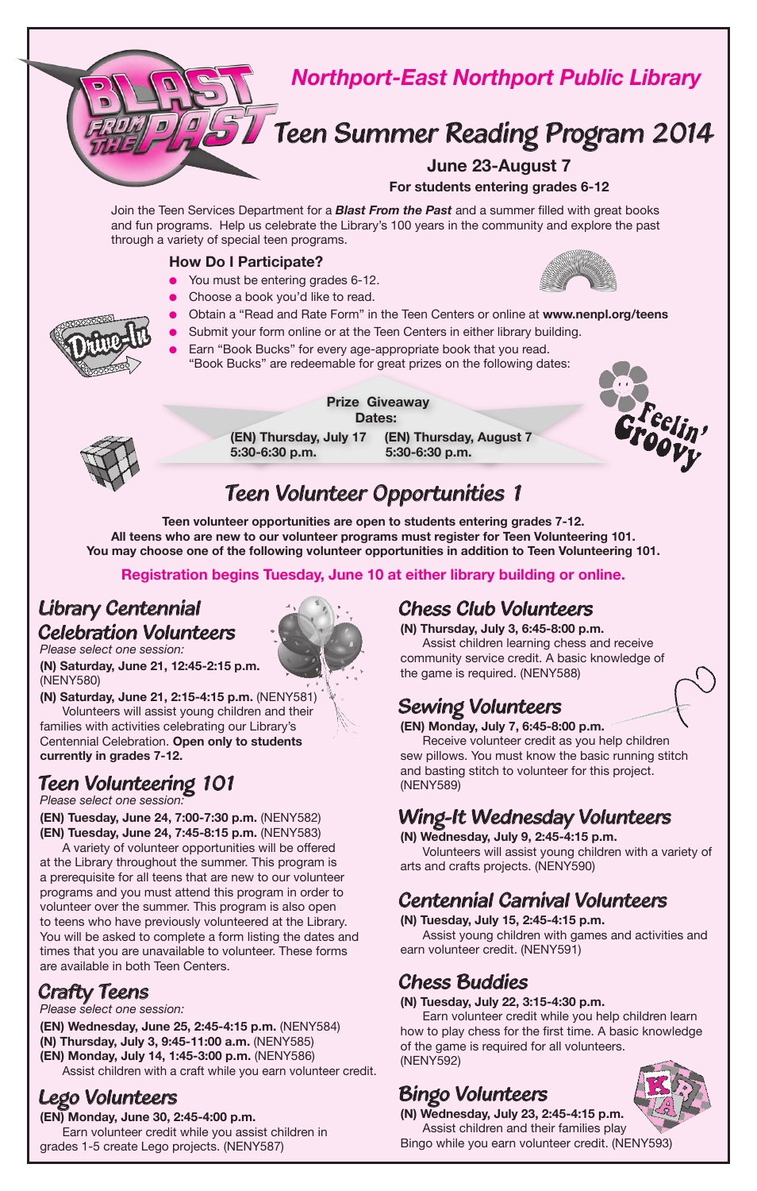# Northport-East Northport Public Library

# Blast From The Past Teen Summer Reading Program 2014

**June 23-August 7**

**For students entering grades 6-12**

Join the Teen Services Department for a ***Blast From the Past*** and a summer filled with great books and fun programs. Help us celebrate the Library's 100 years in the community and explore the past through a variety of special teen programs.

### How Do I Participate?

- You must be entering grades 6-12.
- Choose a book you'd like to read.
- Obtain a "Read and Rate Form" in the Teen Centers or online at **www.nenpl.org/teens**
- Submit your form online or at the Teen Centers in either library building.
- Earn "Book Bucks" for every age-appropriate book that you read. "Book Bucks" are redeemable for great prizes on the following dates:

**Prize Giveaway Dates:**

**(EN) Thursday, July 17 5:30-6:30 p.m.**

**(EN) Thursday, August 7 5:30-6:30 p.m.**

## Teen Volunteer Opportunities 1

**Teen volunteer opportunities are open to students entering grades 7-12.**
**All teens who are new to our volunteer programs must register for Teen Volunteering 101.**
**You may choose one of the following volunteer opportunities in addition to Teen Volunteering 101.**

**Registration begins Tuesday, June 10 at either library building or online.**

### Library Centennial Celebration Volunteers

*Please select one session:*

**(N) Saturday, June 21, 12:45-2:15 p.m.** (NENY580)

**(N) Saturday, June 21, 2:15-4:15 p.m.** (NENY581)

Volunteers will assist young children and their families with activities celebrating our Library's Centennial Celebration. **Open only to students currently in grades 7-12.**

### Teen Volunteering 101

*Please select one session:*

**(EN) Tuesday, June 24, 7:00-7:30 p.m.** (NENY582)

**(EN) Tuesday, June 24, 7:45-8:15 p.m.** (NENY583)

A variety of volunteer opportunities will be offered at the Library throughout the summer. This program is a prerequisite for all teens that are new to our volunteer programs and you must attend this program in order to volunteer over the summer. This program is also open to teens who have previously volunteered at the Library. You will be asked to complete a form listing the dates and times that you are unavailable to volunteer. These forms are available in both Teen Centers.

### Crafty Teens

*Please select one session:*

**(EN) Wednesday, June 25, 2:45-4:15 p.m.** (NENY584)

**(N) Thursday, July 3, 9:45-11:00 a.m.** (NENY585)

**(EN) Monday, July 14, 1:45-3:00 p.m.** (NENY586)

Assist children with a craft while you earn volunteer credit.

### Lego Volunteers

**(EN) Monday, June 30, 2:45-4:00 p.m.**

Earn volunteer credit while you assist children in grades 1-5 create Lego projects. (NENY587)

### Chess Club Volunteers

**(N) Thursday, July 3, 6:45-8:00 p.m.**

Assist children learning chess and receive community service credit. A basic knowledge of the game is required. (NENY588)

### Sewing Volunteers

**(EN) Monday, July 7, 6:45-8:00 p.m.**

Receive volunteer credit as you help children sew pillows. You must know the basic running stitch and basting stitch to volunteer for this project. (NENY589)

### Wing-It Wednesday Volunteers

**(N) Wednesday, July 9, 2:45-4:15 p.m.**

Volunteers will assist young children with a variety of arts and crafts projects. (NENY590)

### Centennial Carnival Volunteers

**(N) Tuesday, July 15, 2:45-4:15 p.m.**

Assist young children with games and activities and earn volunteer credit. (NENY591)

### Chess Buddies

**(N) Tuesday, July 22, 3:15-4:30 p.m.**

Earn volunteer credit while you help children learn how to play chess for the first time. A basic knowledge of the game is required for all volunteers. (NENY592)

### Bingo Volunteers

**(N) Wednesday, July 23, 2:45-4:15 p.m.**

Assist children and their families play Bingo while you earn volunteer credit. (NENY593)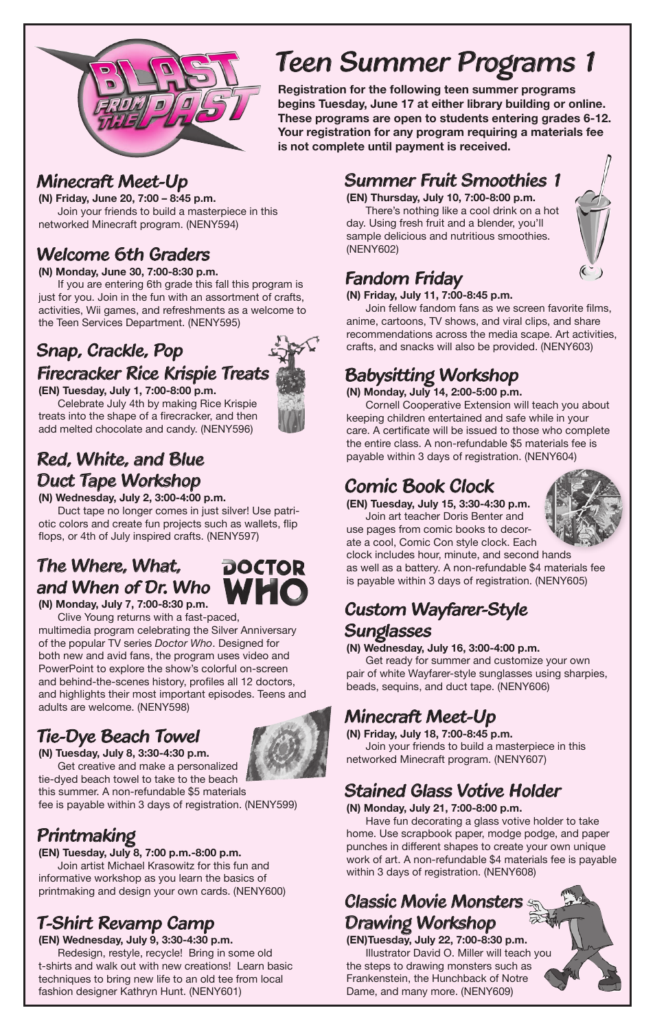# Teen Summer Programs 1

**Registration for the following teen summer programs begins Tuesday, June 17 at either library building or online. These programs are open to students entering grades 6-12. Your registration for any program requiring a materials fee is not complete until payment is received.**

## Minecraft Meet-Up

**(N) Friday, June 20, 7:00 – 8:45 p.m.**

Join your friends to build a masterpiece in this networked Minecraft program. (NENY594)

## Welcome 6th Graders

**(N) Monday, June 30, 7:00-8:30 p.m.**

If you are entering 6th grade this fall this program is just for you. Join in the fun with an assortment of crafts, activities, Wii games, and refreshments as a welcome to the Teen Services Department. (NENY595)

## Snap, Crackle, Pop Firecracker Rice Krispie Treats

**(EN) Tuesday, July 1, 7:00-8:00 p.m.**

Celebrate July 4th by making Rice Krispie treats into the shape of a firecracker, and then add melted chocolate and candy. (NENY596)

## Red, White, and Blue Duct Tape Workshop

**(N) Wednesday, July 2, 3:00-4:00 p.m.**

Duct tape no longer comes in just silver! Use patriotic colors and create fun projects such as wallets, flip flops, or 4th of July inspired crafts. (NENY597)

## The Where, What, and When of Dr. Who

**(N) Monday, July 7, 7:00-8:30 p.m.**

Clive Young returns with a fast-paced, multimedia program celebrating the Silver Anniversary of the popular TV series *Doctor Who*. Designed for both new and avid fans, the program uses video and PowerPoint to explore the show's colorful on-screen and behind-the-scenes history, profiles all 12 doctors, and highlights their most important episodes. Teens and adults are welcome. (NENY598)

## Tie-Dye Beach Towel

**(N) Tuesday, July 8, 3:30-4:30 p.m.**

Get creative and make a personalized tie-dyed beach towel to take to the beach this summer. A non-refundable $5 materials fee is payable within 3 days of registration. (NENY599)

## Printmaking

**(EN) Tuesday, July 8, 7:00 p.m.-8:00 p.m.**

Join artist Michael Krasowitz for this fun and informative workshop as you learn the basics of printmaking and design your own cards. (NENY600)

## T-Shirt Revamp Camp

**(EN) Wednesday, July 9, 3:30-4:30 p.m.**

Redesign, restyle, recycle! Bring in some old t-shirts and walk out with new creations! Learn basic techniques to bring new life to an old tee from local fashion designer Kathryn Hunt. (NENY601)

## Summer Fruit Smoothies 1

**(EN) Thursday, July 10, 7:00-8:00 p.m.**

There's nothing like a cool drink on a hot day. Using fresh fruit and a blender, you'll sample delicious and nutritious smoothies. (NENY602)

## Fandom Friday

**(N) Friday, July 11, 7:00-8:45 p.m.**

Join fellow fandom fans as we screen favorite films, anime, cartoons, TV shows, and viral clips, and share recommendations across the media scape. Art activities, crafts, and snacks will also be provided. (NENY603)

## Babysitting Workshop

**(N) Monday, July 14, 2:00-5:00 p.m.**

Cornell Cooperative Extension will teach you about keeping children entertained and safe while in your care. A certificate will be issued to those who complete the entire class. A non-refundable $5 materials fee is payable within 3 days of registration. (NENY604)

## Comic Book Clock

**(EN) Tuesday, July 15, 3:30-4:30 p.m.**

Join art teacher Doris Benter and use pages from comic books to decorate a cool, Comic Con style clock. Each clock includes hour, minute, and second hands as well as a battery. A non-refundable $4 materials fee is payable within 3 days of registration. (NENY605)

## Custom Wayfarer-Style Sunglasses

**(N) Wednesday, July 16, 3:00-4:00 p.m.**

Get ready for summer and customize your own pair of white Wayfarer-style sunglasses using sharpies, beads, sequins, and duct tape. (NENY606)

## Minecraft Meet-Up

**(N) Friday, July 18, 7:00-8:45 p.m.**

Join your friends to build a masterpiece in this networked Minecraft program. (NENY607)

## Stained Glass Votive Holder

**(N) Monday, July 21, 7:00-8:00 p.m.**

Have fun decorating a glass votive holder to take home. Use scrapbook paper, modge podge, and paper punches in different shapes to create your own unique work of art. A non-refundable $4 materials fee is payable within 3 days of registration. (NENY608)

## Classic Movie Monsters Drawing Workshop

**(EN)Tuesday, July 22, 7:00-8:30 p.m.**

Illustrator David O. Miller will teach you the steps to drawing monsters such as Frankenstein, the Hunchback of Notre Dame, and many more. (NENY609)